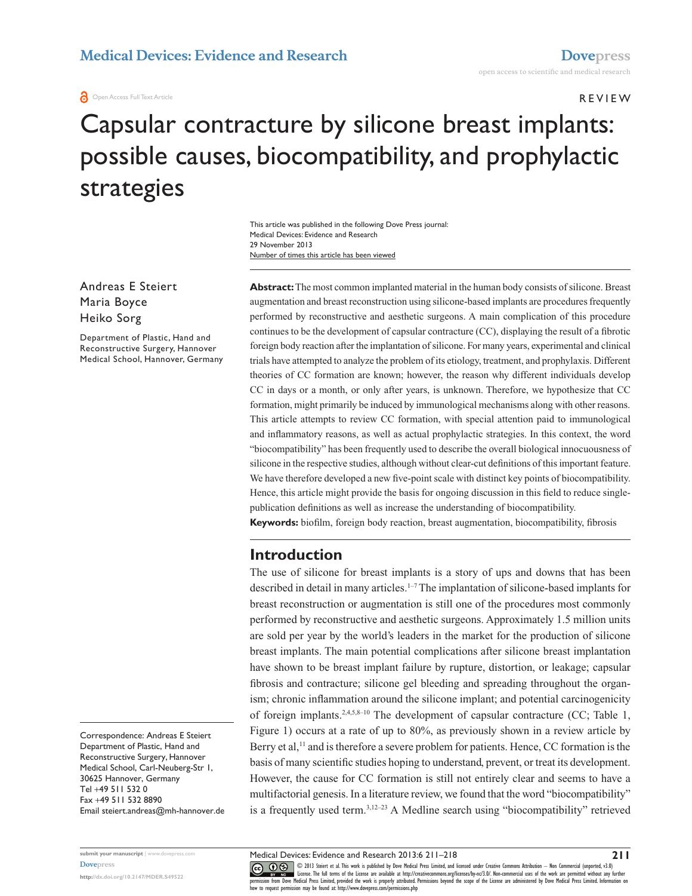# Capsular contracture by silicone breast implants: possible causes, biocompatibility, and prophylactic strategies

REVIEW

This article was published in the following Dove Press journal:
Medical Devices: Evidence and Research
29 November 2013
Number of times this article has been viewed

Andreas E Steiert
Maria Boyce
Heiko Sorg

Department of Plastic, Hand and Reconstructive Surgery, Hannover Medical School, Hannover, Germany

**Abstract:** The most common implanted material in the human body consists of silicone. Breast augmentation and breast reconstruction using silicone-based implants are procedures frequently performed by reconstructive and aesthetic surgeons. A main complication of this procedure continues to be the development of capsular contracture (CC), displaying the result of a fibrotic foreign body reaction after the implantation of silicone. For many years, experimental and clinical trials have attempted to analyze the problem of its etiology, treatment, and prophylaxis. Different theories of CC formation are known; however, the reason why different individuals develop CC in days or a month, or only after years, is unknown. Therefore, we hypothesize that CC formation, might primarily be induced by immunological mechanisms along with other reasons. This article attempts to review CC formation, with special attention paid to immunological and inflammatory reasons, as well as actual prophylactic strategies. In this context, the word "biocompatibility" has been frequently used to describe the overall biological innocuousness of silicone in the respective studies, although without clear-cut definitions of this important feature. We have therefore developed a new five-point scale with distinct key points of biocompatibility. Hence, this article might provide the basis for ongoing discussion in this field to reduce single-publication definitions as well as increase the understanding of biocompatibility.

**Keywords:** biofilm, foreign body reaction, breast augmentation, biocompatibility, fibrosis

## Introduction

The use of silicone for breast implants is a story of ups and downs that has been described in detail in many articles.[1–7] The implantation of silicone-based implants for breast reconstruction or augmentation is still one of the procedures most commonly performed by reconstructive and aesthetic surgeons. Approximately 1.5 million units are sold per year by the world's leaders in the market for the production of silicone breast implants. The main potential complications after silicone breast implantation have shown to be breast implant failure by rupture, distortion, or leakage; capsular fibrosis and contracture; silicone gel bleeding and spreading throughout the organism; chronic inflammation around the silicone implant; and potential carcinogenicity of foreign implants.[2,4,5,8–10] The development of capsular contracture (CC; Table 1, Figure 1) occurs at a rate of up to 80%, as previously shown in a review article by Berry et al,[11] and is therefore a severe problem for patients. Hence, CC formation is the basis of many scientific studies hoping to understand, prevent, or treat its development. However, the cause for CC formation is still not entirely clear and seems to have a multifactorial genesis. In a literature review, we found that the word "biocompatibility" is a frequently used term.[3,12–23] A Medline search using "biocompatibility" retrieved

Correspondence: Andreas E Steiert
Department of Plastic, Hand and Reconstructive Surgery, Hannover Medical School, Carl-Neuberg-Str 1, 30625 Hannover, Germany
Tel +49 511 532 0
Fax +49 511 532 8890
Email steiert.andreas@mh-hannover.de

© 2013 Steiert et al. This work is published by Dove Medical Press Limited, and licensed under Creative Commons Attribution – Non Commercial (unported, v3.0) License. The full terms of the License are available at http://creativecommons.org/licenses/by-nc/3.0/. Non-commercial uses of the work are permitted without any further permission from Dove Medical Press Limited, provided the work is properly attributed. Permissions beyond the scope of the License are administered by Dove Medical Press Limited. Information on how to request permission may be found at: http://www.dovepress.com/permissions.php

http://dx.doi.org/10.2147/MDER.S49522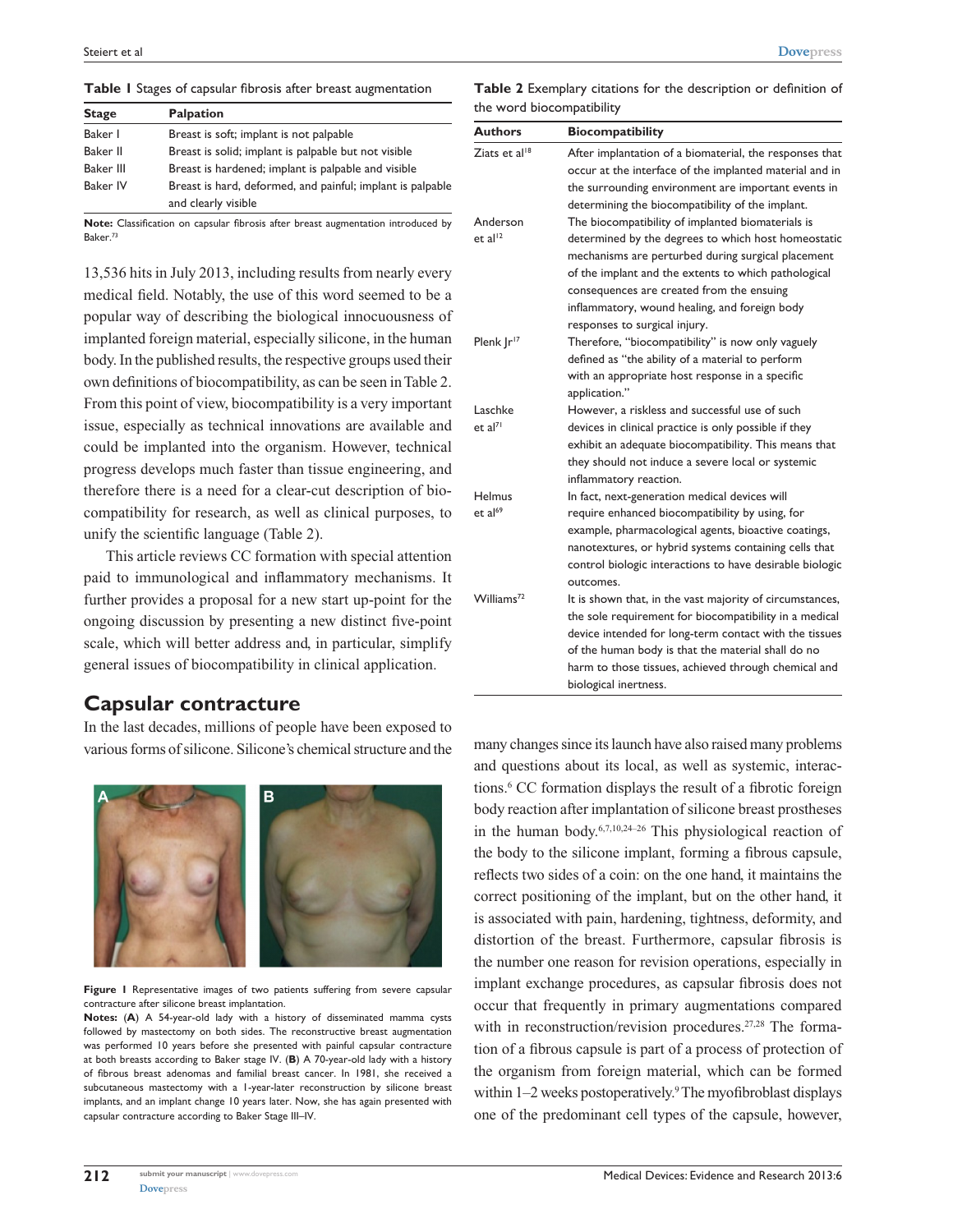**Table 1** Stages of capsular fibrosis after breast augmentation

| Stage | Palpation |
| --- | --- |
| Baker I | Breast is soft; implant is not palpable |
| Baker II | Breast is solid; implant is palpable but not visible |
| Baker III | Breast is hardened; implant is palpable and visible |
| Baker IV | Breast is hard, deformed, and painful; implant is palpable and clearly visible |

**Note:** Classification on capsular fibrosis after breast augmentation introduced by Baker.[73]

13,536 hits in July 2013, including results from nearly every medical field. Notably, the use of this word seemed to be a popular way of describing the biological innocuousness of implanted foreign material, especially silicone, in the human body. In the published results, the respective groups used their own definitions of biocompatibility, as can be seen in Table 2. From this point of view, biocompatibility is a very important issue, especially as technical innovations are available and could be implanted into the organism. However, technical progress develops much faster than tissue engineering, and therefore there is a need for a clear-cut description of biocompatibility for research, as well as clinical purposes, to unify the scientific language (Table 2).

This article reviews CC formation with special attention paid to immunological and inflammatory mechanisms. It further provides a proposal for a new start up-point for the ongoing discussion by presenting a new distinct five-point scale, which will better address and, in particular, simplify general issues of biocompatibility in clinical application.

**Table 2** Exemplary citations for the description or definition of the word biocompatibility

| Authors | Biocompatibility |
| --- | --- |
| Ziats et al[18] | After implantation of a biomaterial, the responses that occur at the interface of the implanted material and in the surrounding environment are important events in determining the biocompatibility of the implant. |
| Anderson et al[12] | The biocompatibility of implanted biomaterials is determined by the degrees to which host homeostatic mechanisms are perturbed during surgical placement of the implant and the extents to which pathological consequences are created from the ensuing inflammatory, wound healing, and foreign body responses to surgical injury. |
| Plenk Jr[17] | Therefore, "biocompatibility" is now only vaguely defined as "the ability of a material to perform with an appropriate host response in a specific application." |
| Laschke et al[71] | However, a riskless and successful use of such devices in clinical practice is only possible if they exhibit an adequate biocompatibility. This means that they should not induce a severe local or systemic inflammatory reaction. |
| Helmus et al[69] | In fact, next-generation medical devices will require enhanced biocompatibility by using, for example, pharmacological agents, bioactive coatings, nanotextures, or hybrid systems containing cells that control biologic interactions to have desirable biologic outcomes. |
| Williams[72] | It is shown that, in the vast majority of circumstances, the sole requirement for biocompatibility in a medical device intended for long-term contact with the tissues of the human body is that the material shall do no harm to those tissues, achieved through chemical and biological inertness. |

## Capsular contracture

In the last decades, millions of people have been exposed to various forms of silicone. Silicone's chemical structure and the many changes since its launch have also raised many problems and questions about its local, as well as systemic, interactions.[6] CC formation displays the result of a fibrotic foreign body reaction after implantation of silicone breast prostheses in the human body.[6,7,10,24–26] This physiological reaction of the body to the silicone implant, forming a fibrous capsule, reflects two sides of a coin: on the one hand, it maintains the correct positioning of the implant, but on the other hand, it is associated with pain, hardening, tightness, deformity, and distortion of the breast. Furthermore, capsular fibrosis is the number one reason for revision operations, especially in implant exchange procedures, as capsular fibrosis does not occur that frequently in primary augmentations compared with in reconstruction/revision procedures.[27,28] The formation of a fibrous capsule is part of a process of protection of the organism from foreign material, which can be formed within 1–2 weeks postoperatively.[9] The myofibroblast displays one of the predominant cell types of the capsule, however,

**Figure 1** Representative images of two patients suffering from severe capsular contracture after silicone breast implantation.

**Notes:** (**A**) A 54-year-old lady with a history of disseminated mamma cysts followed by mastectomy on both sides. The reconstructive breast augmentation was performed 10 years before she presented with painful capsular contracture at both breasts according to Baker stage IV. (**B**) A 70-year-old lady with a history of fibrous breast adenomas and familial breast cancer. In 1981, she received a subcutaneous mastectomy with a 1-year-later reconstruction by silicone breast implants, and an implant change 10 years later. Now, she has again presented with capsular contracture according to Baker Stage III–IV.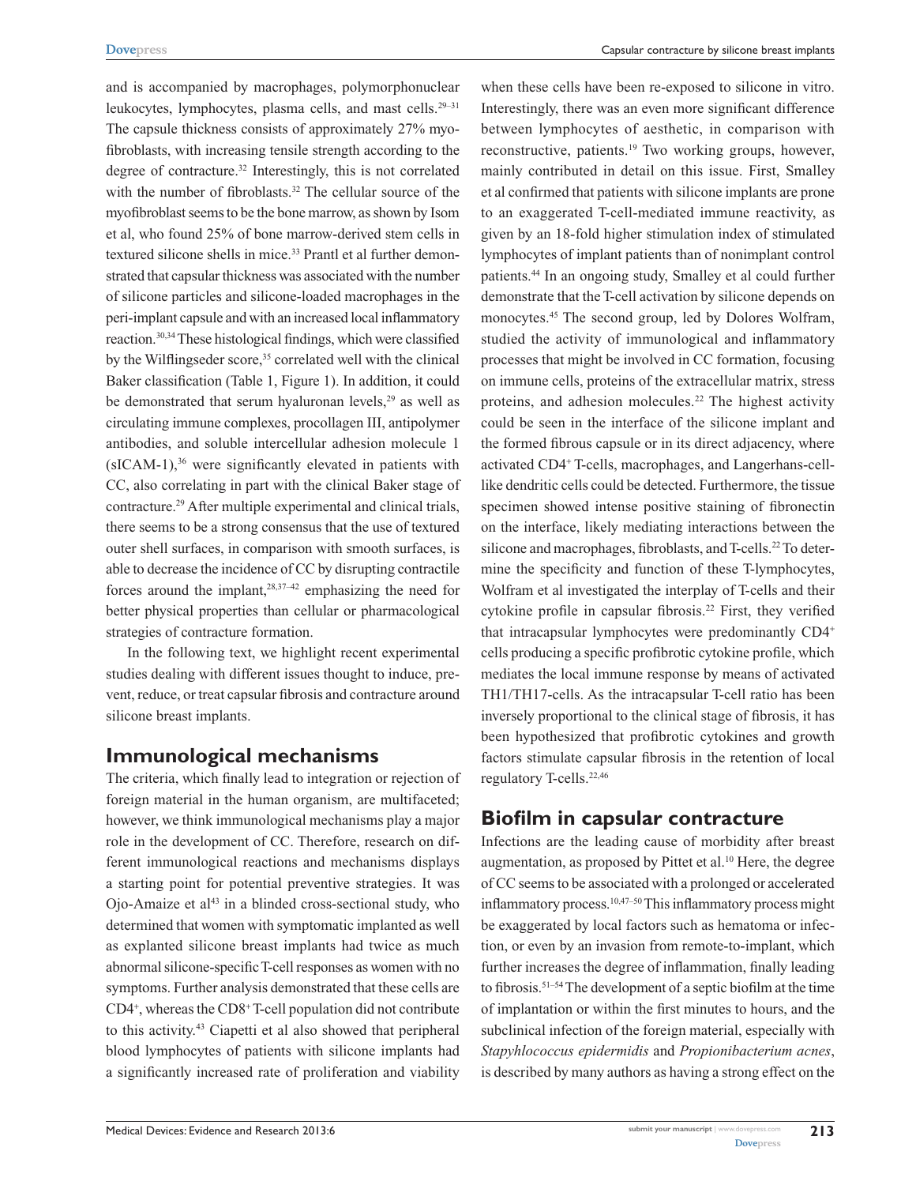and is accompanied by macrophages, polymorphonuclear leukocytes, lymphocytes, plasma cells, and mast cells.[29–31] The capsule thickness consists of approximately 27% myofibroblasts, with increasing tensile strength according to the degree of contracture.[32] Interestingly, this is not correlated with the number of fibroblasts.[32] The cellular source of the myofibroblast seems to be the bone marrow, as shown by Isom et al, who found 25% of bone marrow-derived stem cells in textured silicone shells in mice.[33] Prantl et al further demonstrated that capsular thickness was associated with the number of silicone particles and silicone-loaded macrophages in the peri-implant capsule and with an increased local inflammatory reaction.[30,34] These histological findings, which were classified by the Wilflingseder score,[35] correlated well with the clinical Baker classification (Table 1, Figure 1). In addition, it could be demonstrated that serum hyaluronan levels,[29] as well as circulating immune complexes, procollagen III, antipolymer antibodies, and soluble intercellular adhesion molecule 1 (sICAM-1),[36] were significantly elevated in patients with CC, also correlating in part with the clinical Baker stage of contracture.[29] After multiple experimental and clinical trials, there seems to be a strong consensus that the use of textured outer shell surfaces, in comparison with smooth surfaces, is able to decrease the incidence of CC by disrupting contractile forces around the implant,[28,37–42] emphasizing the need for better physical properties than cellular or pharmacological strategies of contracture formation.

In the following text, we highlight recent experimental studies dealing with different issues thought to induce, prevent, reduce, or treat capsular fibrosis and contracture around silicone breast implants.

## Immunological mechanisms

The criteria, which finally lead to integration or rejection of foreign material in the human organism, are multifaceted; however, we think immunological mechanisms play a major role in the development of CC. Therefore, research on different immunological reactions and mechanisms displays a starting point for potential preventive strategies. It was Ojo-Amaize et al[43] in a blinded cross-sectional study, who determined that women with symptomatic implanted as well as explanted silicone breast implants had twice as much abnormal silicone-specific T-cell responses as women with no symptoms. Further analysis demonstrated that these cells are $CD4^+$, whereas the $CD8^+$ T-cell population did not contribute to this activity.[43] Ciapetti et al also showed that peripheral blood lymphocytes of patients with silicone implants had a significantly increased rate of proliferation and viability when these cells have been re-exposed to silicone in vitro. Interestingly, there was an even more significant difference between lymphocytes of aesthetic, in comparison with reconstructive, patients.[19] Two working groups, however, mainly contributed in detail on this issue. First, Smalley et al confirmed that patients with silicone implants are prone to an exaggerated T-cell-mediated immune reactivity, as given by an 18-fold higher stimulation index of stimulated lymphocytes of implant patients than of nonimplant control patients.[44] In an ongoing study, Smalley et al could further demonstrate that the T-cell activation by silicone depends on monocytes.[45] The second group, led by Dolores Wolfram, studied the activity of immunological and inflammatory processes that might be involved in CC formation, focusing on immune cells, proteins of the extracellular matrix, stress proteins, and adhesion molecules.[22] The highest activity could be seen in the interface of the silicone implant and the formed fibrous capsule or in its direct adjacency, where activated $CD4^+$ T-cells, macrophages, and Langerhans-cell-like dendritic cells could be detected. Furthermore, the tissue specimen showed intense positive staining of fibronectin on the interface, likely mediating interactions between the silicone and macrophages, fibroblasts, and T-cells.[22] To determine the specificity and function of these T-lymphocytes, Wolfram et al investigated the interplay of T-cells and their cytokine profile in capsular fibrosis.[22] First, they verified that intracapsular lymphocytes were predominantly $CD4^+$ cells producing a specific profibrotic cytokine profile, which mediates the local immune response by means of activated TH1/TH17-cells. As the intracapsular T-cell ratio has been inversely proportional to the clinical stage of fibrosis, it has been hypothesized that profibrotic cytokines and growth factors stimulate capsular fibrosis in the retention of local regulatory T-cells.[22,46]

## Biofilm in capsular contracture

Infections are the leading cause of morbidity after breast augmentation, as proposed by Pittet et al.[10] Here, the degree of CC seems to be associated with a prolonged or accelerated inflammatory process.[10,47–50] This inflammatory process might be exaggerated by local factors such as hematoma or infection, or even by an invasion from remote-to-implant, which further increases the degree of inflammation, finally leading to fibrosis.[51–54] The development of a septic biofilm at the time of implantation or within the first minutes to hours, and the subclinical infection of the foreign material, especially with *Stapyhlococcus epidermidis* and *Propionibacterium acnes*, is described by many authors as having a strong effect on the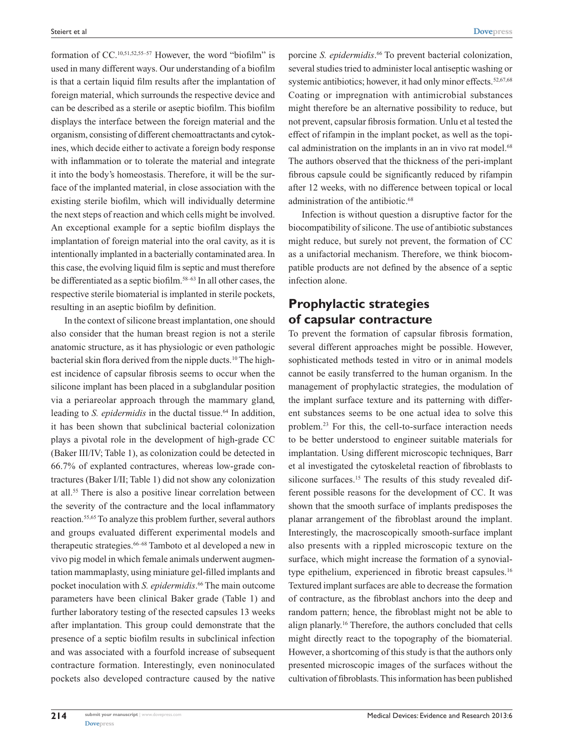formation of CC.[10,51,52,55–57] However, the word "biofilm" is used in many different ways. Our understanding of a biofilm is that a certain liquid film results after the implantation of foreign material, which surrounds the respective device and can be described as a sterile or aseptic biofilm. This biofilm displays the interface between the foreign material and the organism, consisting of different chemoattractants and cytokines, which decide either to activate a foreign body response with inflammation or to tolerate the material and integrate it into the body's homeostasis. Therefore, it will be the surface of the implanted material, in close association with the existing sterile biofilm, which will individually determine the next steps of reaction and which cells might be involved. An exceptional example for a septic biofilm displays the implantation of foreign material into the oral cavity, as it is intentionally implanted in a bacterially contaminated area. In this case, the evolving liquid film is septic and must therefore be differentiated as a septic biofilm.[58–63] In all other cases, the respective sterile biomaterial is implanted in sterile pockets, resulting in an aseptic biofilm by definition.

In the context of silicone breast implantation, one should also consider that the human breast region is not a sterile anatomic structure, as it has physiologic or even pathologic bacterial skin flora derived from the nipple ducts.[10] The highest incidence of capsular fibrosis seems to occur when the silicone implant has been placed in a subglandular position via a periareolar approach through the mammary gland, leading to *S. epidermidis* in the ductal tissue.[64] In addition, it has been shown that subclinical bacterial colonization plays a pivotal role in the development of high-grade CC (Baker III/IV; Table 1), as colonization could be detected in 66.7% of explanted contractures, whereas low-grade contractures (Baker I/II; Table 1) did not show any colonization at all.[55] There is also a positive linear correlation between the severity of the contracture and the local inflammatory reaction.[55,65] To analyze this problem further, several authors and groups evaluated different experimental models and therapeutic strategies.[66–68] Tamboto et al developed a new in vivo pig model in which female animals underwent augmentation mammaplasty, using miniature gel-filled implants and pocket inoculation with *S. epidermidis*.[66] The main outcome parameters have been clinical Baker grade (Table 1) and further laboratory testing of the resected capsules 13 weeks after implantation. This group could demonstrate that the presence of a septic biofilm results in subclinical infection and was associated with a fourfold increase of subsequent contracture formation. Interestingly, even noninoculated pockets also developed contracture caused by the native porcine *S. epidermidis*.[66] To prevent bacterial colonization, several studies tried to administer local antiseptic washing or systemic antibiotics; however, it had only minor effects.[52,67,68] Coating or impregnation with antimicrobial substances might therefore be an alternative possibility to reduce, but not prevent, capsular fibrosis formation. Unlu et al tested the effect of rifampin in the implant pocket, as well as the topical administration on the implants in an in vivo rat model.[68] The authors observed that the thickness of the peri-implant fibrous capsule could be significantly reduced by rifampin after 12 weeks, with no difference between topical or local administration of the antibiotic.[68]

Infection is without question a disruptive factor for the biocompatibility of silicone. The use of antibiotic substances might reduce, but surely not prevent, the formation of CC as a unifactorial mechanism. Therefore, we think biocompatible products are not defined by the absence of a septic infection alone.

## Prophylactic strategies of capsular contracture

To prevent the formation of capsular fibrosis formation, several different approaches might be possible. However, sophisticated methods tested in vitro or in animal models cannot be easily transferred to the human organism. In the management of prophylactic strategies, the modulation of the implant surface texture and its patterning with different substances seems to be one actual idea to solve this problem.[23] For this, the cell-to-surface interaction needs to be better understood to engineer suitable materials for implantation. Using different microscopic techniques, Barr et al investigated the cytoskeletal reaction of fibroblasts to silicone surfaces.[15] The results of this study revealed different possible reasons for the development of CC. It was shown that the smooth surface of implants predisposes the planar arrangement of the fibroblast around the implant. Interestingly, the macroscopically smooth-surface implant also presents with a rippled microscopic texture on the surface, which might increase the formation of a synovial-type epithelium, experienced in fibrotic breast capsules.[16] Textured implant surfaces are able to decrease the formation of contracture, as the fibroblast anchors into the deep and random pattern; hence, the fibroblast might not be able to align planarly.[16] Therefore, the authors concluded that cells might directly react to the topography of the biomaterial. However, a shortcoming of this study is that the authors only presented microscopic images of the surfaces without the cultivation of fibroblasts. This information has been published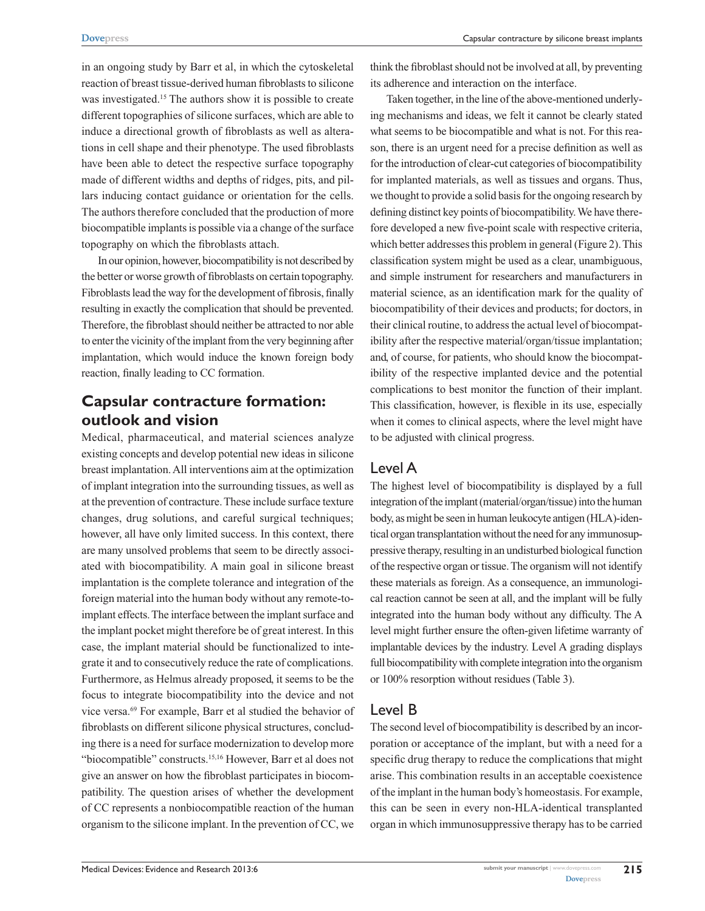in an ongoing study by Barr et al, in which the cytoskeletal reaction of breast tissue-derived human fibroblasts to silicone was investigated.[15] The authors show it is possible to create different topographies of silicone surfaces, which are able to induce a directional growth of fibroblasts as well as alterations in cell shape and their phenotype. The used fibroblasts have been able to detect the respective surface topography made of different widths and depths of ridges, pits, and pillars inducing contact guidance or orientation for the cells. The authors therefore concluded that the production of more biocompatible implants is possible via a change of the surface topography on which the fibroblasts attach.

In our opinion, however, biocompatibility is not described by the better or worse growth of fibroblasts on certain topography. Fibroblasts lead the way for the development of fibrosis, finally resulting in exactly the complication that should be prevented. Therefore, the fibroblast should neither be attracted to nor able to enter the vicinity of the implant from the very beginning after implantation, which would induce the known foreign body reaction, finally leading to CC formation.

## Capsular contracture formation: outlook and vision

Medical, pharmaceutical, and material sciences analyze existing concepts and develop potential new ideas in silicone breast implantation. All interventions aim at the optimization of implant integration into the surrounding tissues, as well as at the prevention of contracture. These include surface texture changes, drug solutions, and careful surgical techniques; however, all have only limited success. In this context, there are many unsolved problems that seem to be directly associated with biocompatibility. A main goal in silicone breast implantation is the complete tolerance and integration of the foreign material into the human body without any remote-to-implant effects. The interface between the implant surface and the implant pocket might therefore be of great interest. In this case, the implant material should be functionalized to integrate it and to consecutively reduce the rate of complications. Furthermore, as Helmus already proposed, it seems to be the focus to integrate biocompatibility into the device and not vice versa.[69] For example, Barr et al studied the behavior of fibroblasts on different silicone physical structures, concluding there is a need for surface modernization to develop more "biocompatible" constructs.[15,16] However, Barr et al does not give an answer on how the fibroblast participates in biocompatibility. The question arises of whether the development of CC represents a nonbiocompatible reaction of the human organism to the silicone implant. In the prevention of CC, we think the fibroblast should not be involved at all, by preventing its adherence and interaction on the interface.

Taken together, in the line of the above-mentioned underlying mechanisms and ideas, we felt it cannot be clearly stated what seems to be biocompatible and what is not. For this reason, there is an urgent need for a precise definition as well as for the introduction of clear-cut categories of biocompatibility for implanted materials, as well as tissues and organs. Thus, we thought to provide a solid basis for the ongoing research by defining distinct key points of biocompatibility. We have therefore developed a new five-point scale with respective criteria, which better addresses this problem in general (Figure 2). This classification system might be used as a clear, unambiguous, and simple instrument for researchers and manufacturers in material science, as an identification mark for the quality of biocompatibility of their devices and products; for doctors, in their clinical routine, to address the actual level of biocompatibility after the respective material/organ/tissue implantation; and, of course, for patients, who should know the biocompatibility of the respective implanted device and the potential complications to best monitor the function of their implant. This classification, however, is flexible in its use, especially when it comes to clinical aspects, where the level might have to be adjusted with clinical progress.

### Level A

The highest level of biocompatibility is displayed by a full integration of the implant (material/organ/tissue) into the human body, as might be seen in human leukocyte antigen (HLA)-identical organ transplantation without the need for any immunosuppressive therapy, resulting in an undisturbed biological function of the respective organ or tissue. The organism will not identify these materials as foreign. As a consequence, an immunological reaction cannot be seen at all, and the implant will be fully integrated into the human body without any difficulty. The A level might further ensure the often-given lifetime warranty of implantable devices by the industry. Level A grading displays full biocompatibility with complete integration into the organism or 100% resorption without residues (Table 3).

### Level B

The second level of biocompatibility is described by an incorporation or acceptance of the implant, but with a need for a specific drug therapy to reduce the complications that might arise. This combination results in an acceptable coexistence of the implant in the human body's homeostasis. For example, this can be seen in every non-HLA-identical transplanted organ in which immunosuppressive therapy has to be carried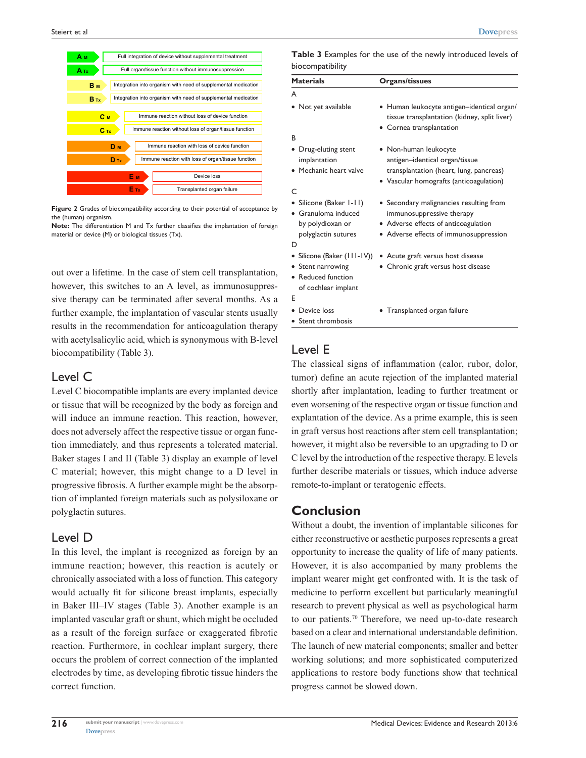| | |
|---|---|
| $A_M$ | Full integration of device without supplemental treatment |
| $A_{Tx}$ | Full organ/tissue function without immunosuppression |
| $B_M$ | Integration into organism with need of supplemental medication |
| $B_{Tx}$ | Integration into organism with need of supplemental medication |
| $C_M$ | Immune reaction without loss of device function |
| $C_{Tx}$ | Immune reaction without loss of organ/tissue function |
| $D_M$ | Immune reaction with loss of device function |
| $D_{Tx}$ | Immune reaction with loss of organ/tissue function |
| $E_M$ | Device loss |
| $E_{Tx}$ | Transplanted organ failure |

**Figure 2** Grades of biocompatibility according to their potential of acceptance by the (human) organism.

**Note:** The differentiation M and Tx further classifies the implantation of foreign material or device (M) or biological tissues (Tx).

out over a lifetime. In the case of stem cell transplantation, however, this switches to an A level, as immunosuppressive therapy can be terminated after several months. As a further example, the implantation of vascular stents usually results in the recommendation for anticoagulation therapy with acetylsalicylic acid, which is synonymous with B-level biocompatibility (Table 3).

## Level C

Level C biocompatible implants are every implanted device or tissue that will be recognized by the body as foreign and will induce an immune reaction. This reaction, however, does not adversely affect the respective tissue or organ function immediately, and thus represents a tolerated material. Baker stages I and II (Table 3) display an example of level C material; however, this might change to a D level in progressive fibrosis. A further example might be the absorption of implanted foreign materials such as polysiloxane or polyglactin sutures.

## Level D

In this level, the implant is recognized as foreign by an immune reaction; however, this reaction is acutely or chronically associated with a loss of function. This category would actually fit for silicone breast implants, especially in Baker III–IV stages (Table 3). Another example is an implanted vascular graft or shunt, which might be occluded as a result of the foreign surface or exaggerated fibrotic reaction. Furthermore, in cochlear implant surgery, there occurs the problem of correct connection of the implanted electrodes by time, as developing fibrotic tissue hinders the correct function.

**Table 3** Examples for the use of the newly introduced levels of biocompatibility

| Materials | Organs/tissues |
|---|---|
| **A** | |
| • Not yet available | • Human leukocyte antigen–identical organ/tissue transplantation (kidney, split liver)<br>• Cornea transplantation |
| **B** | |
| • Drug-eluting stent implantation<br>• Mechanic heart valve | • Non-human leukocyte antigen–identical organ/tissue transplantation (heart, lung, pancreas)<br>• Vascular homografts (anticoagulation) |
| **C** | |
| • Silicone (Baker I-II)<br>• Granuloma induced by polydioxan or polyglactin sutures | • Secondary malignancies resulting from immunosuppressive therapy<br>• Adverse effects of anticoagulation<br>• Adverse effects of immunosuppression |
| **D** | |
| • Silicone (Baker (III-IV))<br>• Stent narrowing<br>• Reduced function of cochlear implant | • Acute graft versus host disease<br>• Chronic graft versus host disease |
| **E** | |
| • Device loss<br>• Stent thrombosis | • Transplanted organ failure |

## Level E

The classical signs of inflammation (calor, rubor, dolor, tumor) define an acute rejection of the implanted material shortly after implantation, leading to further treatment or even worsening of the respective organ or tissue function and explantation of the device. As a prime example, this is seen in graft versus host reactions after stem cell transplantation; however, it might also be reversible to an upgrading to D or C level by the introduction of the respective therapy. E levels further describe materials or tissues, which induce adverse remote-to-implant or teratogenic effects.

# Conclusion

Without a doubt, the invention of implantable silicones for either reconstructive or aesthetic purposes represents a great opportunity to increase the quality of life of many patients. However, it is also accompanied by many problems the implant wearer might get confronted with. It is the task of medicine to perform excellent but particularly meaningful research to prevent physical as well as psychological harm to our patients.[70] Therefore, we need up-to-date research based on a clear and international understandable definition. The launch of new material components; smaller and better working solutions; and more sophisticated computerized applications to restore body functions show that technical progress cannot be slowed down.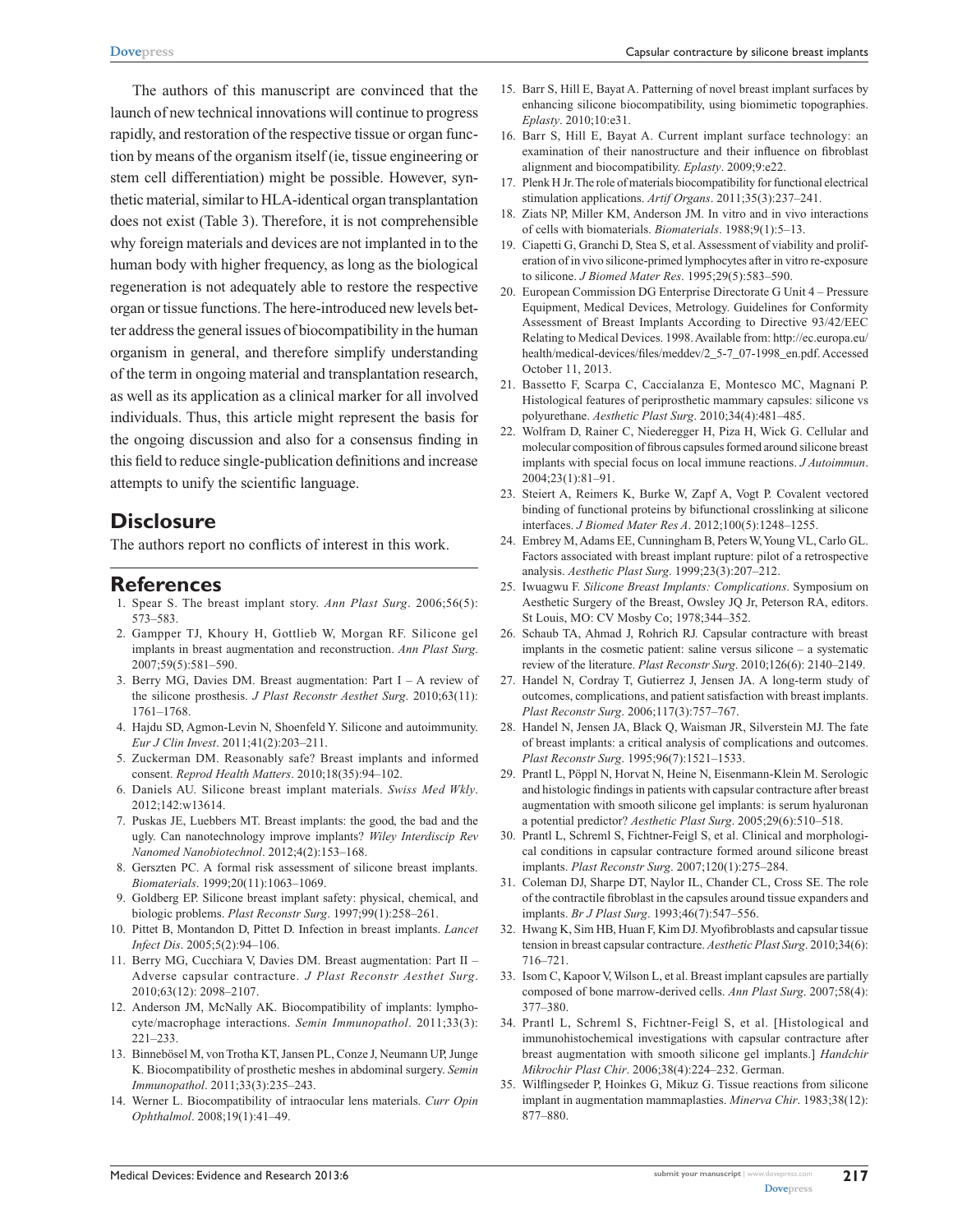The authors of this manuscript are convinced that the launch of new technical innovations will continue to progress rapidly, and restoration of the respective tissue or organ function by means of the organism itself (ie, tissue engineering or stem cell differentiation) might be possible. However, synthetic material, similar to HLA-identical organ transplantation does not exist (Table 3). Therefore, it is not comprehensible why foreign materials and devices are not implanted in to the human body with higher frequency, as long as the biological regeneration is not adequately able to restore the respective organ or tissue functions. The here-introduced new levels better address the general issues of biocompatibility in the human organism in general, and therefore simplify understanding of the term in ongoing material and transplantation research, as well as its application as a clinical marker for all involved individuals. Thus, this article might represent the basis for the ongoing discussion and also for a consensus finding in this field to reduce single-publication definitions and increase attempts to unify the scientific language.

## Disclosure

The authors report no conflicts of interest in this work.

## References

1. Spear S. The breast implant story. *Ann Plast Surg*. 2006;56(5): 573–583.
2. Gampper TJ, Khoury H, Gottlieb W, Morgan RF. Silicone gel implants in breast augmentation and reconstruction. *Ann Plast Surg*. 2007;59(5):581–590.
3. Berry MG, Davies DM. Breast augmentation: Part I – A review of the silicone prosthesis. *J Plast Reconstr Aesthet Surg*. 2010;63(11): 1761–1768.
4. Hajdu SD, Agmon-Levin N, Shoenfeld Y. Silicone and autoimmunity. *Eur J Clin Invest*. 2011;41(2):203–211.
5. Zuckerman DM. Reasonably safe? Breast implants and informed consent. *Reprod Health Matters*. 2010;18(35):94–102.
6. Daniels AU. Silicone breast implant materials. *Swiss Med Wkly*. 2012;142:w13614.
7. Puskas JE, Luebbers MT. Breast implants: the good, the bad and the ugly. Can nanotechnology improve implants? *Wiley Interdiscip Rev Nanomed Nanobiotechnol*. 2012;4(2):153–168.
8. Gerszten PC. A formal risk assessment of silicone breast implants. *Biomaterials*. 1999;20(11):1063–1069.
9. Goldberg EP. Silicone breast implant safety: physical, chemical, and biologic problems. *Plast Reconstr Surg*. 1997;99(1):258–261.
10. Pittet B, Montandon D, Pittet D. Infection in breast implants. *Lancet Infect Dis*. 2005;5(2):94–106.
11. Berry MG, Cucchiara V, Davies DM. Breast augmentation: Part II – Adverse capsular contracture. *J Plast Reconstr Aesthet Surg*. 2010;63(12): 2098–2107.
12. Anderson JM, McNally AK. Biocompatibility of implants: lymphocyte/macrophage interactions. *Semin Immunopathol*. 2011;33(3): 221–233.
13. Binnebösel M, von Trotha KT, Jansen PL, Conze J, Neumann UP, Junge K. Biocompatibility of prosthetic meshes in abdominal surgery. *Semin Immunopathol*. 2011;33(3):235–243.
14. Werner L. Biocompatibility of intraocular lens materials. *Curr Opin Ophthalmol*. 2008;19(1):41–49.
15. Barr S, Hill E, Bayat A. Patterning of novel breast implant surfaces by enhancing silicone biocompatibility, using biomimetic topographies. *Eplasty*. 2010;10:e31.
16. Barr S, Hill E, Bayat A. Current implant surface technology: an examination of their nanostructure and their influence on fibroblast alignment and biocompatibility. *Eplasty*. 2009;9:e22.
17. Plenk H Jr. The role of materials biocompatibility for functional electrical stimulation applications. *Artif Organs*. 2011;35(3):237–241.
18. Ziats NP, Miller KM, Anderson JM. In vitro and in vivo interactions of cells with biomaterials. *Biomaterials*. 1988;9(1):5–13.
19. Ciapetti G, Granchi D, Stea S, et al. Assessment of viability and proliferation of in vivo silicone-primed lymphocytes after in vitro re-exposure to silicone. *J Biomed Mater Res*. 1995;29(5):583–590.
20. European Commission DG Enterprise Directorate G Unit 4 – Pressure Equipment, Medical Devices, Metrology. Guidelines for Conformity Assessment of Breast Implants According to Directive 93/42/EEC Relating to Medical Devices. 1998. Available from: http://ec.europa.eu/health/medical-devices/files/meddev/2_5-7_07-1998_en.pdf. Accessed October 11, 2013.
21. Bassetto F, Scarpa C, Caccialanza E, Montesco MC, Magnani P. Histological features of periprosthetic mammary capsules: silicone vs polyurethane. *Aesthetic Plast Surg*. 2010;34(4):481–485.
22. Wolfram D, Rainer C, Niederegger H, Piza H, Wick G. Cellular and molecular composition of fibrous capsules formed around silicone breast implants with special focus on local immune reactions. *J Autoimmun*. 2004;23(1):81–91.
23. Steiert A, Reimers K, Burke W, Zapf A, Vogt P. Covalent vectored binding of functional proteins by bifunctional crosslinking at silicone interfaces. *J Biomed Mater Res A*. 2012;100(5):1248–1255.
24. Embrey M, Adams EE, Cunningham B, Peters W, Young VL, Carlo GL. Factors associated with breast implant rupture: pilot of a retrospective analysis. *Aesthetic Plast Surg*. 1999;23(3):207–212.
25. Iwuagwu F. *Silicone Breast Implants: Complications*. Symposium on Aesthetic Surgery of the Breast, Owsley JQ Jr, Peterson RA, editors. St Louis, MO: CV Mosby Co; 1978;344–352.
26. Schaub TA, Ahmad J, Rohrich RJ. Capsular contracture with breast implants in the cosmetic patient: saline versus silicone – a systematic review of the literature. *Plast Reconstr Surg*. 2010;126(6): 2140–2149.
27. Handel N, Cordray T, Gutierrez J, Jensen JA. A long-term study of outcomes, complications, and patient satisfaction with breast implants. *Plast Reconstr Surg*. 2006;117(3):757–767.
28. Handel N, Jensen JA, Black Q, Waisman JR, Silverstein MJ. The fate of breast implants: a critical analysis of complications and outcomes. *Plast Reconstr Surg*. 1995;96(7):1521–1533.
29. Prantl L, Pöppl N, Horvat N, Heine N, Eisenmann-Klein M. Serologic and histologic findings in patients with capsular contracture after breast augmentation with smooth silicone gel implants: is serum hyaluronan a potential predictor? *Aesthetic Plast Surg*. 2005;29(6):510–518.
30. Prantl L, Schreml S, Fichtner-Feigl S, et al. Clinical and morphological conditions in capsular contracture formed around silicone breast implants. *Plast Reconstr Surg*. 2007;120(1):275–284.
31. Coleman DJ, Sharpe DT, Naylor IL, Chander CL, Cross SE. The role of the contractile fibroblast in the capsules around tissue expanders and implants. *Br J Plast Surg*. 1993;46(7):547–556.
32. Hwang K, Sim HB, Huan F, Kim DJ. Myofibroblasts and capsular tissue tension in breast capsular contracture. *Aesthetic Plast Surg*. 2010;34(6): 716–721.
33. Isom C, Kapoor V, Wilson L, et al. Breast implant capsules are partially composed of bone marrow-derived cells. *Ann Plast Surg*. 2007;58(4): 377–380.
34. Prantl L, Schreml S, Fichtner-Feigl S, et al. [Histological and immunohistochemical investigations with capsular contracture after breast augmentation with smooth silicone gel implants.] *Handchir Mikrochir Plast Chir*. 2006;38(4):224–232. German.
35. Wilflingseder P, Hoinkes G, Mikuz G. Tissue reactions from silicone implant in augmentation mammaplasties. *Minerva Chir*. 1983;38(12): 877–880.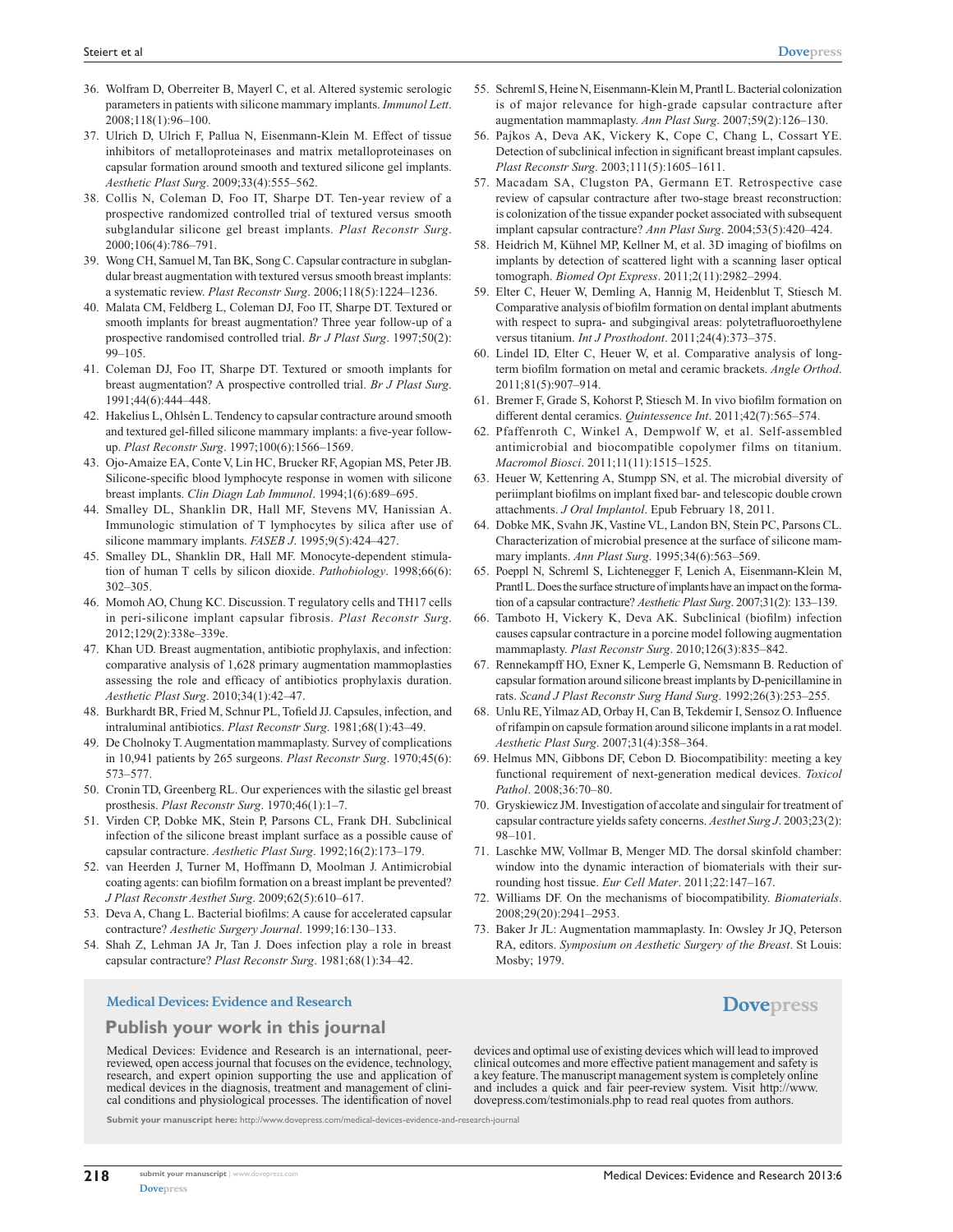36. Wolfram D, Oberreiter B, Mayerl C, et al. Altered systemic serologic parameters in patients with silicone mammary implants. *Immunol Lett*. 2008;118(1):96–100.
37. Ulrich D, Ulrich F, Pallua N, Eisenmann-Klein M. Effect of tissue inhibitors of metalloproteinases and matrix metalloproteinases on capsular formation around smooth and textured silicone gel implants. *Aesthetic Plast Surg*. 2009;33(4):555–562.
38. Collis N, Coleman D, Foo IT, Sharpe DT. Ten-year review of a prospective randomized controlled trial of textured versus smooth subglandular silicone gel breast implants. *Plast Reconstr Surg*. 2000;106(4):786–791.
39. Wong CH, Samuel M, Tan BK, Song C. Capsular contracture in subglandular breast augmentation with textured versus smooth breast implants: a systematic review. *Plast Reconstr Surg*. 2006;118(5):1224–1236.
40. Malata CM, Feldberg L, Coleman DJ, Foo IT, Sharpe DT. Textured or smooth implants for breast augmentation? Three year follow-up of a prospective randomised controlled trial. *Br J Plast Surg*. 1997;50(2):99–105.
41. Coleman DJ, Foo IT, Sharpe DT. Textured or smooth implants for breast augmentation? A prospective controlled trial. *Br J Plast Surg*. 1991;44(6):444–448.
42. Hakelius L, Ohlsén L. Tendency to capsular contracture around smooth and textured gel-filled silicone mammary implants: a five-year follow-up. *Plast Reconstr Surg*. 1997;100(6):1566–1569.
43. Ojo-Amaize EA, Conte V, Lin HC, Brucker RF, Agopian MS, Peter JB. Silicone-specific blood lymphocyte response in women with silicone breast implants. *Clin Diagn Lab Immunol*. 1994;1(6):689–695.
44. Smalley DL, Shanklin DR, Hall MF, Stevens MV, Hanissian A. Immunologic stimulation of T lymphocytes by silica after use of silicone mammary implants. *FASEB J*. 1995;9(5):424–427.
45. Smalley DL, Shanklin DR, Hall MF. Monocyte-dependent stimulation of human T cells by silicon dioxide. *Pathobiology*. 1998;66(6):302–305.
46. Momoh AO, Chung KC. Discussion. T regulatory cells and TH17 cells in peri-silicone implant capsular fibrosis. *Plast Reconstr Surg*. 2012;129(2):338e–339e.
47. Khan UD. Breast augmentation, antibiotic prophylaxis, and infection: comparative analysis of 1,628 primary augmentation mammoplasties assessing the role and efficacy of antibiotics prophylaxis duration. *Aesthetic Plast Surg*. 2010;34(1):42–47.
48. Burkhardt BR, Fried M, Schnur PL, Tofield JJ. Capsules, infection, and intraluminal antibiotics. *Plast Reconstr Surg*. 1981;68(1):43–49.
49. De Cholnoky T. Augmentation mammaplasty. Survey of complications in 10,941 patients by 265 surgeons. *Plast Reconstr Surg*. 1970;45(6):573–577.
50. Cronin TD, Greenberg RL. Our experiences with the silastic gel breast prosthesis. *Plast Reconstr Surg*. 1970;46(1):1–7.
51. Virden CP, Dobke MK, Stein P, Parsons CL, Frank DH. Subclinical infection of the silicone breast implant surface as a possible cause of capsular contracture. *Aesthetic Plast Surg*. 1992;16(2):173–179.
52. van Heerden J, Turner M, Hoffmann D, Moolman J. Antimicrobial coating agents: can biofilm formation on a breast implant be prevented? *J Plast Reconstr Aesthet Surg*. 2009;62(5):610–617.
53. Deva A, Chang L. Bacterial biofilms: A cause for accelerated capsular contracture? *Aesthetic Surgery Journal*. 1999;16:130–133.
54. Shah Z, Lehman JA Jr, Tan J. Does infection play a role in breast capsular contracture? *Plast Reconstr Surg*. 1981;68(1):34–42.
55. Schreml S, Heine N, Eisenmann-Klein M, Prantl L. Bacterial colonization is of major relevance for high-grade capsular contracture after augmentation mammaplasty. *Ann Plast Surg*. 2007;59(2):126–130.
56. Pajkos A, Deva AK, Vickery K, Cope C, Chang L, Cossart YE. Detection of subclinical infection in significant breast implant capsules. *Plast Reconstr Surg*. 2003;111(5):1605–1611.
57. Macadam SA, Clugston PA, Germann ET. Retrospective case review of capsular contracture after two-stage breast reconstruction: is colonization of the tissue expander pocket associated with subsequent implant capsular contracture? *Ann Plast Surg*. 2004;53(5):420–424.
58. Heidrich M, Kühnel MP, Kellner M, et al. 3D imaging of biofilms on implants by detection of scattered light with a scanning laser optical tomograph. *Biomed Opt Express*. 2011;2(11):2982–2994.
59. Elter C, Heuer W, Demling A, Hannig M, Heidenblut T, Stiesch M. Comparative analysis of biofilm formation on dental implant abutments with respect to supra- and subgingival areas: polytetrafluoroethylene versus titanium. *Int J Prosthodont*. 2011;24(4):373–375.
60. Lindel ID, Elter C, Heuer W, et al. Comparative analysis of long-term biofilm formation on metal and ceramic brackets. *Angle Orthod*. 2011;81(5):907–914.
61. Bremer F, Grade S, Kohorst P, Stiesch M. In vivo biofilm formation on different dental ceramics. *Quintessence Int*. 2011;42(7):565–574.
62. Pfaffenroth C, Winkel A, Dempwolf W, et al. Self-assembled antimicrobial and biocompatible copolymer films on titanium. *Macromol Biosci*. 2011;11(11):1515–1525.
63. Heuer W, Kettenring A, Stumpp SN, et al. The microbial diversity of periimplant biofilms on implant fixed bar- and telescopic double crown attachments. *J Oral Implantol*. Epub February 18, 2011.
64. Dobke MK, Svahn JK, Vastine VL, Landon BN, Stein PC, Parsons CL. Characterization of microbial presence at the surface of silicone mammary implants. *Ann Plast Surg*. 1995;34(6):563–569.
65. Poeppl N, Schreml S, Lichtenegger F, Lenich A, Eisenmann-Klein M, Prantl L. Does the surface structure of implants have an impact on the formation of a capsular contracture? *Aesthetic Plast Surg*. 2007;31(2): 133–139.
66. Tamboto H, Vickery K, Deva AK. Subclinical (biofilm) infection causes capsular contracture in a porcine model following augmentation mammaplasty. *Plast Reconstr Surg*. 2010;126(3):835–842.
67. Rennekampff HO, Exner K, Lemperle G, Nemsmann B. Reduction of capsular formation around silicone breast implants by D-penicillamine in rats. *Scand J Plast Reconstr Surg Hand Surg*. 1992;26(3):253–255.
68. Unlu RE, Yilmaz AD, Orbay H, Can B, Tekdemir I, Sensoz O. Influence of rifampin on capsule formation around silicone implants in a rat model. *Aesthetic Plast Surg*. 2007;31(4):358–364.
69. Helmus MN, Gibbons DF, Cebon D. Biocompatibility: meeting a key functional requirement of next-generation medical devices. *Toxicol Pathol*. 2008;36:70–80.
70. Gryskiewicz JM. Investigation of accolate and singulair for treatment of capsular contracture yields safety concerns. *Aesthet Surg J*. 2003;23(2): 98–101.
71. Laschke MW, Vollmar B, Menger MD. The dorsal skinfold chamber: window into the dynamic interaction of biomaterials with their surrounding host tissue. *Eur Cell Mater*. 2011;22:147–167.
72. Williams DF. On the mechanisms of biocompatibility. *Biomaterials*. 2008;29(20):2941–2953.
73. Baker Jr JL: Augmentation mammaplasty. In: Owsley Jr JQ, Peterson RA, editors. *Symposium on Aesthetic Surgery of the Breast*. St Louis: Mosby; 1979.

**Medical Devices: Evidence and Research**

## Publish your work in this journal

Medical Devices: Evidence and Research is an international, peer-reviewed, open access journal that focuses on the evidence, technology, research, and expert opinion supporting the use and application of medical devices in the diagnosis, treatment and management of clinical conditions and physiological processes. The identification of novel devices and optimal use of existing devices which will lead to improved clinical outcomes and more effective patient management and safety is a key feature. The manuscript management system is completely online and includes a quick and fair peer-review system. Visit http://www.dovepress.com/testimonials.php to read real quotes from authors.

**Submit your manuscript here:** http://www.dovepress.com/medical-devices-evidence-and-research-journal